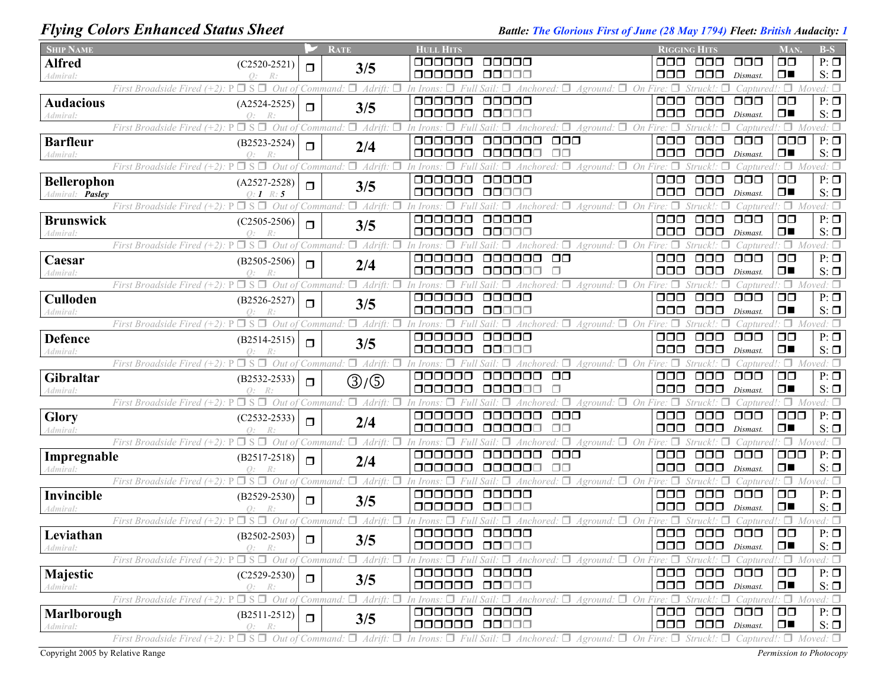## Flying Colors Enhanced Status Sheet

**Battle:** *The Glorious First of June (28 May 1794)* **Fleet:** *British* **Audacity:** *1*

| Ship Name | | Flag | Rate | Hull Hits | Rigging Hits | Man. | B-S |
|---|---|---|---|---|---|---|---|
| **Alfred** (Admiral: Q: R:) | (C2520-2521) | ❒ | 3/5 | | Dismast. | | P: ❒ S: ❒ |
| **Audacious** (Admiral: Q: R:) | (A2524-2525) | ❒ | 3/5 | | Dismast. | | P: ❒ S: ❒ |
| **Barfleur** (Admiral: Q: R:) | (B2523-2524) | ❒ | 2/4 | | Dismast. | | P: ❒ S: ❒ |
| **Bellerophon** (Admiral: *Pasley* Q: *1* R: *5*) | (A2527-2528) | ❒ | 3/5 | | Dismast. | | P: ❒ S: ❒ |
| **Brunswick** (Admiral: Q: R:) | (C2505-2506) | ❒ | 3/5 | | Dismast. | | P: ❒ S: ❒ |
| **Caesar** (Admiral: Q: R:) | (B2505-2506) | ❒ | 2/4 | | Dismast. | | P: ❒ S: ❒ |
| **Culloden** (Admiral: Q: R:) | (B2526-2527) | ❒ | 3/5 | | Dismast. | | P: ❒ S: ❒ |
| **Defence** (Admiral: Q: R:) | (B2514-2515) | ❒ | 3/5 | | Dismast. | | P: ❒ S: ❒ |
| **Gibraltar** (Admiral: Q: R:) | (B2532-2533) | ❒ | ③/⑤ | | Dismast. | | P: ❒ S: ❒ |
| **Glory** (Admiral: Q: R:) | (C2532-2533) | ❒ | 2/4 | | Dismast. | | P: ❒ S: ❒ |
| **Impregnable** (Admiral: Q: R:) | (B2517-2518) | ❒ | 2/4 | | Dismast. | | P: ❒ S: ❒ |
| **Invincible** (Admiral: Q: R:) | (B2529-2530) | ❒ | 3/5 | | Dismast. | | P: ❒ S: ❒ |
| **Leviathan** (Admiral: Q: R:) | (B2502-2503) | ❒ | 3/5 | | Dismast. | | P: ❒ S: ❒ |
| **Majestic** (Admiral: Q: R:) | (C2529-2530) | ❒ | 3/5 | | Dismast. | | P: ❒ S: ❒ |
| **Marlborough** (Admiral: Q: R:) | (B2511-2512) | ❒ | 3/5 | | Dismast. | | P: ❒ S: ❒ |

Each ship row also includes: *First Broadside Fired (+2): P ❒ S ❒ Out of Command: ❒ Adrift: ❒ In Irons: ❒ Full Sail: ❒ Anchored: ❒ Aground: ❒ On Fire: ❒ Struck!: ❒ Captured!: ❒ Moved: ❒*

Copyright 2005 by Relative Range

*Permission to Photocopy*